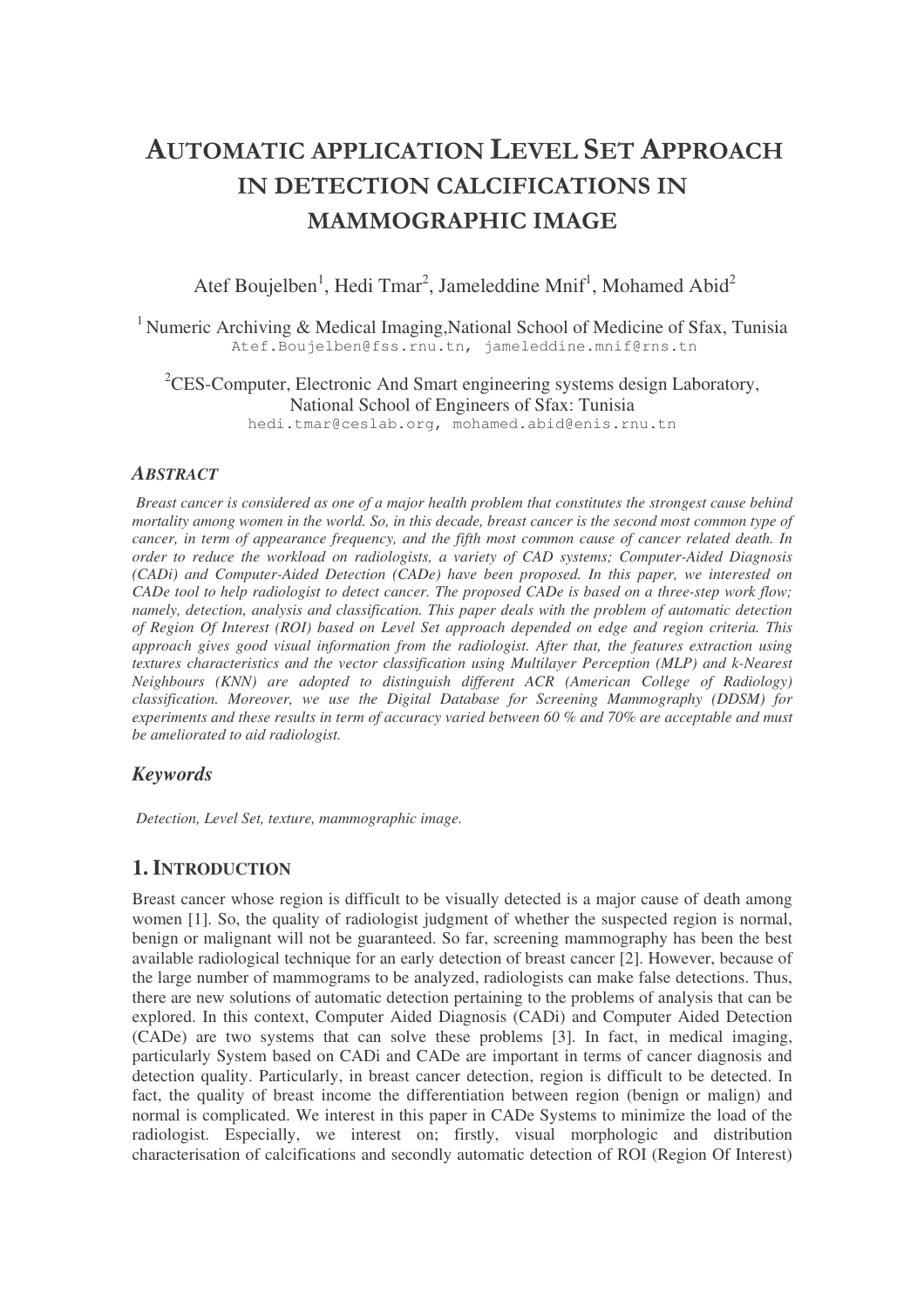# AUTOMATIC APPLICATION LEVEL SET APPROACH IN DETECTION CALCIFICATIONS IN MAMMOGRAPHIC IMAGE

Atef Boujelben[1], Hedi Tmar[2], Jameleddine Mnif[1], Mohamed Abid[2]

[1] Numeric Archiving & Medical Imaging,National School of Medicine of Sfax, Tunisia
Atef.Boujelben@fss.rnu.tn, jameleddine.mnif@rns.tn

[2]CES-Computer, Electronic And Smart engineering systems design Laboratory, National School of Engineers of Sfax: Tunisia
hedi.tmar@ceslab.org, mohamed.abid@enis.rnu.tn

### *ABSTRACT*

*Breast cancer is considered as one of a major health problem that constitutes the strongest cause behind mortality among women in the world. So, in this decade, breast cancer is the second most common type of cancer, in term of appearance frequency, and the fifth most common cause of cancer related death. In order to reduce the workload on radiologists, a variety of CAD systems; Computer-Aided Diagnosis (CADi) and Computer-Aided Detection (CADe) have been proposed. In this paper, we interested on CADe tool to help radiologist to detect cancer. The proposed CADe is based on a three-step work flow; namely, detection, analysis and classification. This paper deals with the problem of automatic detection of Region Of Interest (ROI) based on Level Set approach depended on edge and region criteria. This approach gives good visual information from the radiologist. After that, the features extraction using textures characteristics and the vector classification using Multilayer Perception (MLP) and k-Nearest Neighbours (KNN) are adopted to distinguish different ACR (American College of Radiology) classification. Moreover, we use the Digital Database for Screening Mammography (DDSM) for experiments and these results in term of accuracy varied between 60 % and 70% are acceptable and must be ameliorated to aid radiologist.*

### *Keywords*

*Detection, Level Set, texture, mammographic image.*

## 1. INTRODUCTION

Breast cancer whose region is difficult to be visually detected is a major cause of death among women [1]. So, the quality of radiologist judgment of whether the suspected region is normal, benign or malignant will not be guaranteed. So far, screening mammography has been the best available radiological technique for an early detection of breast cancer [2]. However, because of the large number of mammograms to be analyzed, radiologists can make false detections. Thus, there are new solutions of automatic detection pertaining to the problems of analysis that can be explored. In this context, Computer Aided Diagnosis (CADi) and Computer Aided Detection (CADe) are two systems that can solve these problems [3]. In fact, in medical imaging, particularly System based on CADi and CADe are important in terms of cancer diagnosis and detection quality. Particularly, in breast cancer detection, region is difficult to be detected. In fact, the quality of breast income the differentiation between region (benign or malign) and normal is complicated. We interest in this paper in CADe Systems to minimize the load of the radiologist. Especially, we interest on; firstly, visual morphologic and distribution characterisation of calcifications and secondly automatic detection of ROI (Region Of Interest)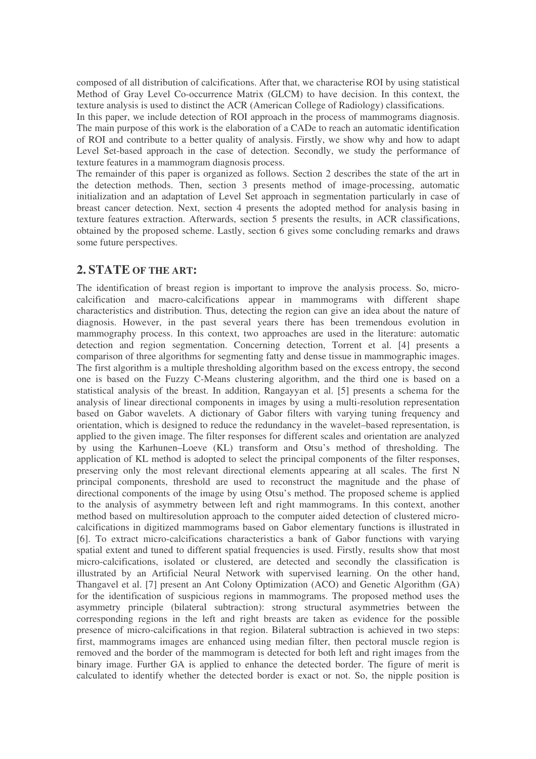composed of all distribution of calcifications. After that, we characterise ROI by using statistical Method of Gray Level Co-occurrence Matrix (GLCM) to have decision. In this context, the texture analysis is used to distinct the ACR (American College of Radiology) classifications.

In this paper, we include detection of ROI approach in the process of mammograms diagnosis. The main purpose of this work is the elaboration of a CADe to reach an automatic identification of ROI and contribute to a better quality of analysis. Firstly, we show why and how to adapt Level Set-based approach in the case of detection. Secondly, we study the performance of texture features in a mammogram diagnosis process.

The remainder of this paper is organized as follows. Section 2 describes the state of the art in the detection methods. Then, section 3 presents method of image-processing, automatic initialization and an adaptation of Level Set approach in segmentation particularly in case of breast cancer detection. Next, section 4 presents the adopted method for analysis basing in texture features extraction. Afterwards, section 5 presents the results, in ACR classifications, obtained by the proposed scheme. Lastly, section 6 gives some concluding remarks and draws some future perspectives.

## 2. STATE OF THE ART:

The identification of breast region is important to improve the analysis process. So, micro-calcification and macro-calcifications appear in mammograms with different shape characteristics and distribution. Thus, detecting the region can give an idea about the nature of diagnosis. However, in the past several years there has been tremendous evolution in mammography process. In this context, two approaches are used in the literature: automatic detection and region segmentation. Concerning detection, Torrent et al. [4] presents a comparison of three algorithms for segmenting fatty and dense tissue in mammographic images. The first algorithm is a multiple thresholding algorithm based on the excess entropy, the second one is based on the Fuzzy C-Means clustering algorithm, and the third one is based on a statistical analysis of the breast. In addition, Rangayyan et al. [5] presents a schema for the analysis of linear directional components in images by using a multi-resolution representation based on Gabor wavelets. A dictionary of Gabor filters with varying tuning frequency and orientation, which is designed to reduce the redundancy in the wavelet–based representation, is applied to the given image. The filter responses for different scales and orientation are analyzed by using the Karhunen–Loeve (KL) transform and Otsu's method of thresholding. The application of KL method is adopted to select the principal components of the filter responses, preserving only the most relevant directional elements appearing at all scales. The first N principal components, threshold are used to reconstruct the magnitude and the phase of directional components of the image by using Otsu's method. The proposed scheme is applied to the analysis of asymmetry between left and right mammograms. In this context, another method based on multiresolution approach to the computer aided detection of clustered micro-calcifications in digitized mammograms based on Gabor elementary functions is illustrated in [6]. To extract micro-calcifications characteristics a bank of Gabor functions with varying spatial extent and tuned to different spatial frequencies is used. Firstly, results show that most micro-calcifications, isolated or clustered, are detected and secondly the classification is illustrated by an Artificial Neural Network with supervised learning. On the other hand, Thangavel et al. [7] present an Ant Colony Optimization (ACO) and Genetic Algorithm (GA) for the identification of suspicious regions in mammograms. The proposed method uses the asymmetry principle (bilateral subtraction): strong structural asymmetries between the corresponding regions in the left and right breasts are taken as evidence for the possible presence of micro-calcifications in that region. Bilateral subtraction is achieved in two steps: first, mammograms images are enhanced using median filter, then pectoral muscle region is removed and the border of the mammogram is detected for both left and right images from the binary image. Further GA is applied to enhance the detected border. The figure of merit is calculated to identify whether the detected border is exact or not. So, the nipple position is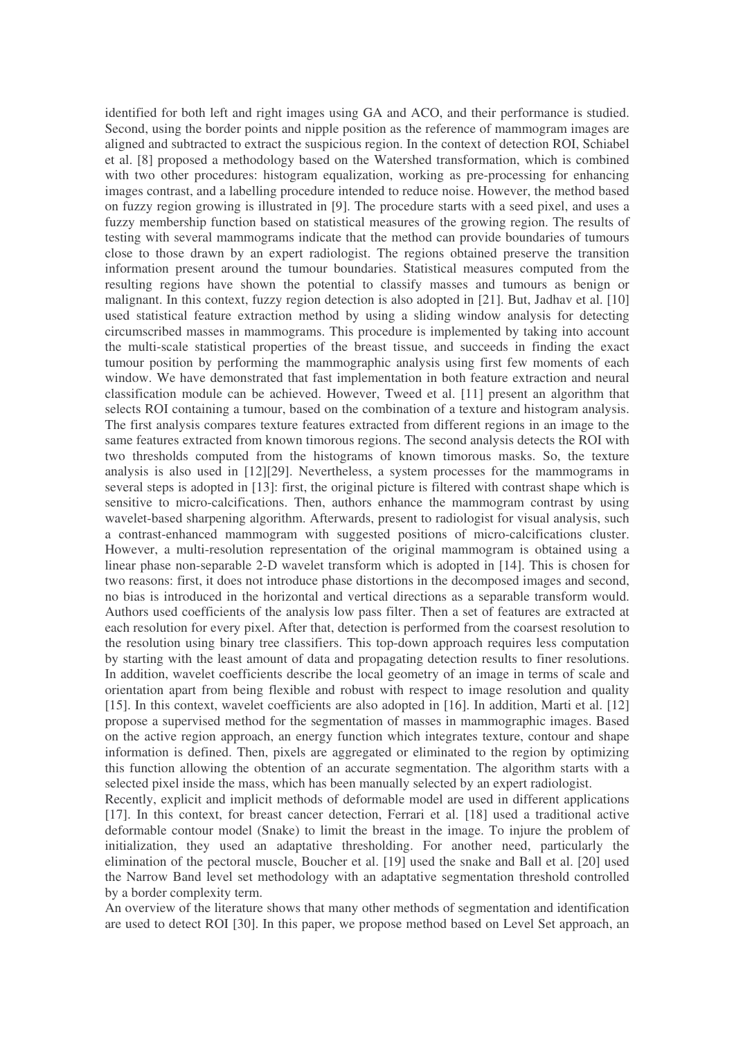identified for both left and right images using GA and ACO, and their performance is studied. Second, using the border points and nipple position as the reference of mammogram images are aligned and subtracted to extract the suspicious region. In the context of detection ROI, Schiabel et al. [8] proposed a methodology based on the Watershed transformation, which is combined with two other procedures: histogram equalization, working as pre-processing for enhancing images contrast, and a labelling procedure intended to reduce noise. However, the method based on fuzzy region growing is illustrated in [9]. The procedure starts with a seed pixel, and uses a fuzzy membership function based on statistical measures of the growing region. The results of testing with several mammograms indicate that the method can provide boundaries of tumours close to those drawn by an expert radiologist. The regions obtained preserve the transition information present around the tumour boundaries. Statistical measures computed from the resulting regions have shown the potential to classify masses and tumours as benign or malignant. In this context, fuzzy region detection is also adopted in [21]. But, Jadhav et al. [10] used statistical feature extraction method by using a sliding window analysis for detecting circumscribed masses in mammograms. This procedure is implemented by taking into account the multi-scale statistical properties of the breast tissue, and succeeds in finding the exact tumour position by performing the mammographic analysis using first few moments of each window. We have demonstrated that fast implementation in both feature extraction and neural classification module can be achieved. However, Tweed et al. [11] present an algorithm that selects ROI containing a tumour, based on the combination of a texture and histogram analysis. The first analysis compares texture features extracted from different regions in an image to the same features extracted from known timorous regions. The second analysis detects the ROI with two thresholds computed from the histograms of known timorous masks. So, the texture analysis is also used in [12][29]. Nevertheless, a system processes for the mammograms in several steps is adopted in [13]: first, the original picture is filtered with contrast shape which is sensitive to micro-calcifications. Then, authors enhance the mammogram contrast by using wavelet-based sharpening algorithm. Afterwards, present to radiologist for visual analysis, such a contrast-enhanced mammogram with suggested positions of micro-calcifications cluster. However, a multi-resolution representation of the original mammogram is obtained using a linear phase non-separable 2-D wavelet transform which is adopted in [14]. This is chosen for two reasons: first, it does not introduce phase distortions in the decomposed images and second, no bias is introduced in the horizontal and vertical directions as a separable transform would. Authors used coefficients of the analysis low pass filter. Then a set of features are extracted at each resolution for every pixel. After that, detection is performed from the coarsest resolution to the resolution using binary tree classifiers. This top-down approach requires less computation by starting with the least amount of data and propagating detection results to finer resolutions. In addition, wavelet coefficients describe the local geometry of an image in terms of scale and orientation apart from being flexible and robust with respect to image resolution and quality [15]. In this context, wavelet coefficients are also adopted in [16]. In addition, Marti et al. [12] propose a supervised method for the segmentation of masses in mammographic images. Based on the active region approach, an energy function which integrates texture, contour and shape information is defined. Then, pixels are aggregated or eliminated to the region by optimizing this function allowing the obtention of an accurate segmentation. The algorithm starts with a selected pixel inside the mass, which has been manually selected by an expert radiologist.

Recently, explicit and implicit methods of deformable model are used in different applications [17]. In this context, for breast cancer detection, Ferrari et al. [18] used a traditional active deformable contour model (Snake) to limit the breast in the image. To injure the problem of initialization, they used an adaptative thresholding. For another need, particularly the elimination of the pectoral muscle, Boucher et al. [19] used the snake and Ball et al. [20] used the Narrow Band level set methodology with an adaptative segmentation threshold controlled by a border complexity term.

An overview of the literature shows that many other methods of segmentation and identification are used to detect ROI [30]. In this paper, we propose method based on Level Set approach, an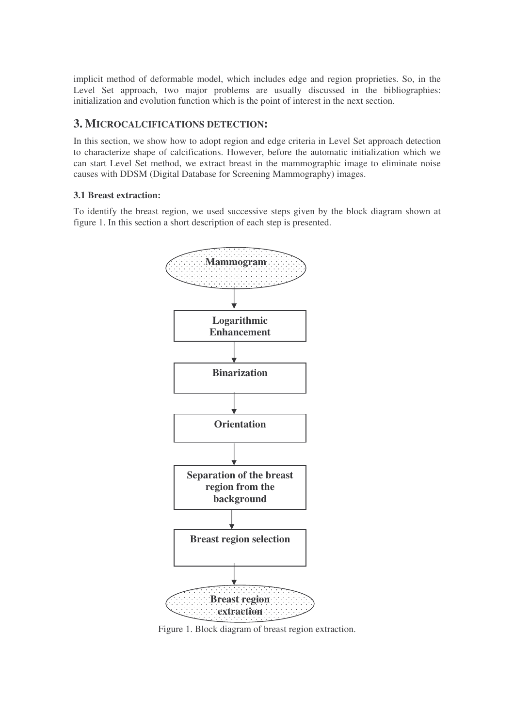implicit method of deformable model, which includes edge and region proprieties. So, in the Level Set approach, two major problems are usually discussed in the bibliographies: initialization and evolution function which is the point of interest in the next section.

## 3. MICROCALCIFICATIONS DETECTION:

In this section, we show how to adopt region and edge criteria in Level Set approach detection to characterize shape of calcifications. However, before the automatic initialization which we can start Level Set method, we extract breast in the mammographic image to eliminate noise causes with DDSM (Digital Database for Screening Mammography) images.

### 3.1 Breast extraction:

To identify the breast region, we used successive steps given by the block diagram shown at figure 1. In this section a short description of each step is presented.

**Mammogram** → **Logarithmic Enhancement** → **Binarization** → **Orientation** → **Separation of the breast region from the background** → **Breast region selection** → **Breast region extraction**

Figure 1. Block diagram of breast region extraction.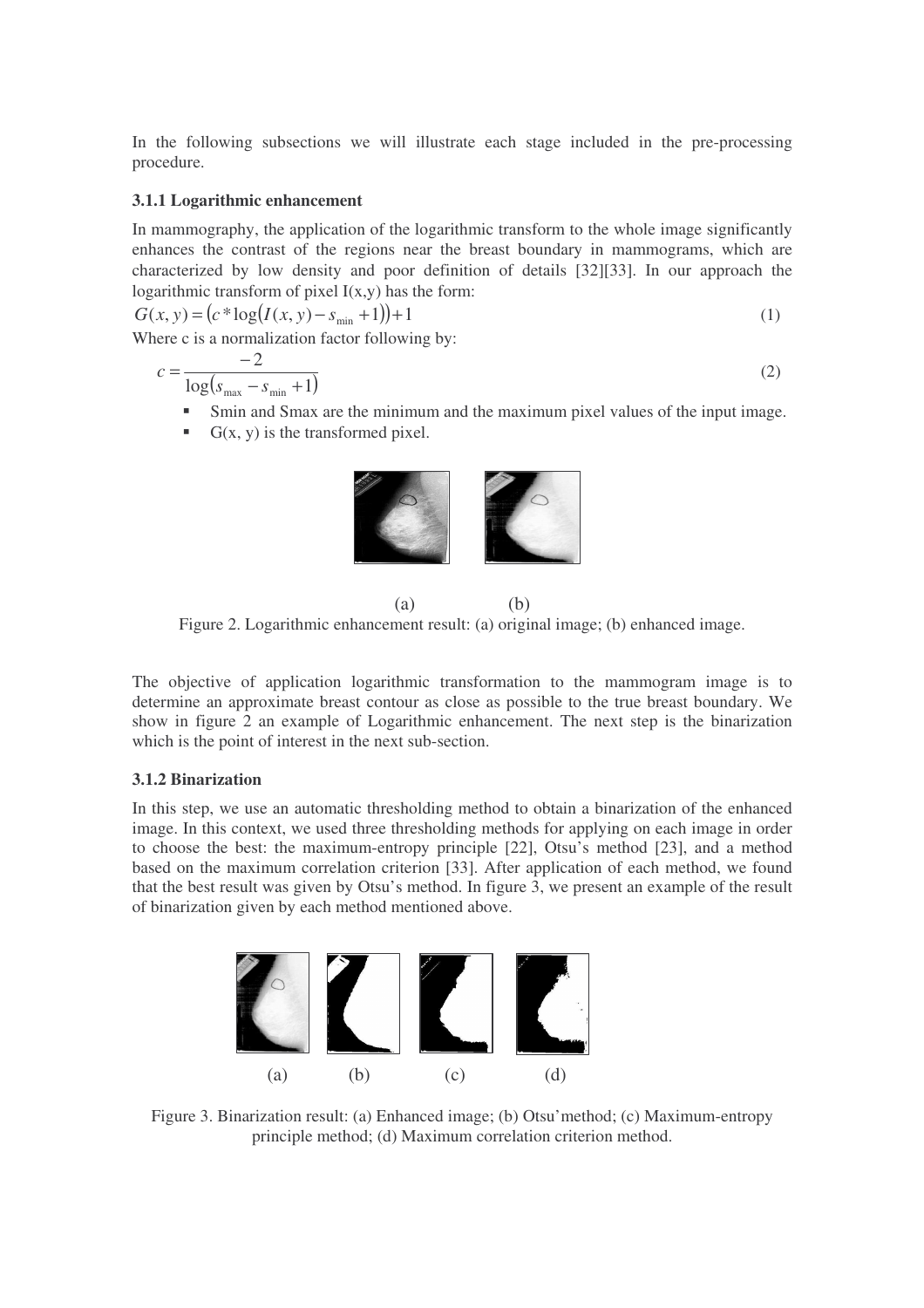In the following subsections we will illustrate each stage included in the pre-processing procedure.

### 3.1.1 Logarithmic enhancement

In mammography, the application of the logarithmic transform to the whole image significantly enhances the contrast of the regions near the breast boundary in mammograms, which are characterized by low density and poor definition of details [32][33]. In our approach the logarithmic transform of pixel I(x,y) has the form:

$$G(x, y) = (c * \log(I(x, y) - s_{\min} + 1)) + 1 \tag{1}$$

Where c is a normalization factor following by:

$$c = \frac{-2}{\log(s_{\max} - s_{\min} + 1)} \tag{2}$$

- Smin and Smax are the minimum and the maximum pixel values of the input image.
- G(x, y) is the transformed pixel.

(a) (b)

Figure 2. Logarithmic enhancement result: (a) original image; (b) enhanced image.

The objective of application logarithmic transformation to the mammogram image is to determine an approximate breast contour as close as possible to the true breast boundary. We show in figure 2 an example of Logarithmic enhancement. The next step is the binarization which is the point of interest in the next sub-section.

### 3.1.2 Binarization

In this step, we use an automatic thresholding method to obtain a binarization of the enhanced image. In this context, we used three thresholding methods for applying on each image in order to choose the best: the maximum-entropy principle [22], Otsu's method [23], and a method based on the maximum correlation criterion [33]. After application of each method, we found that the best result was given by Otsu's method. In figure 3, we present an example of the result of binarization given by each method mentioned above.

(a) (b) (c) (d)

Figure 3. Binarization result: (a) Enhanced image; (b) Otsu'method; (c) Maximum-entropy principle method; (d) Maximum correlation criterion method.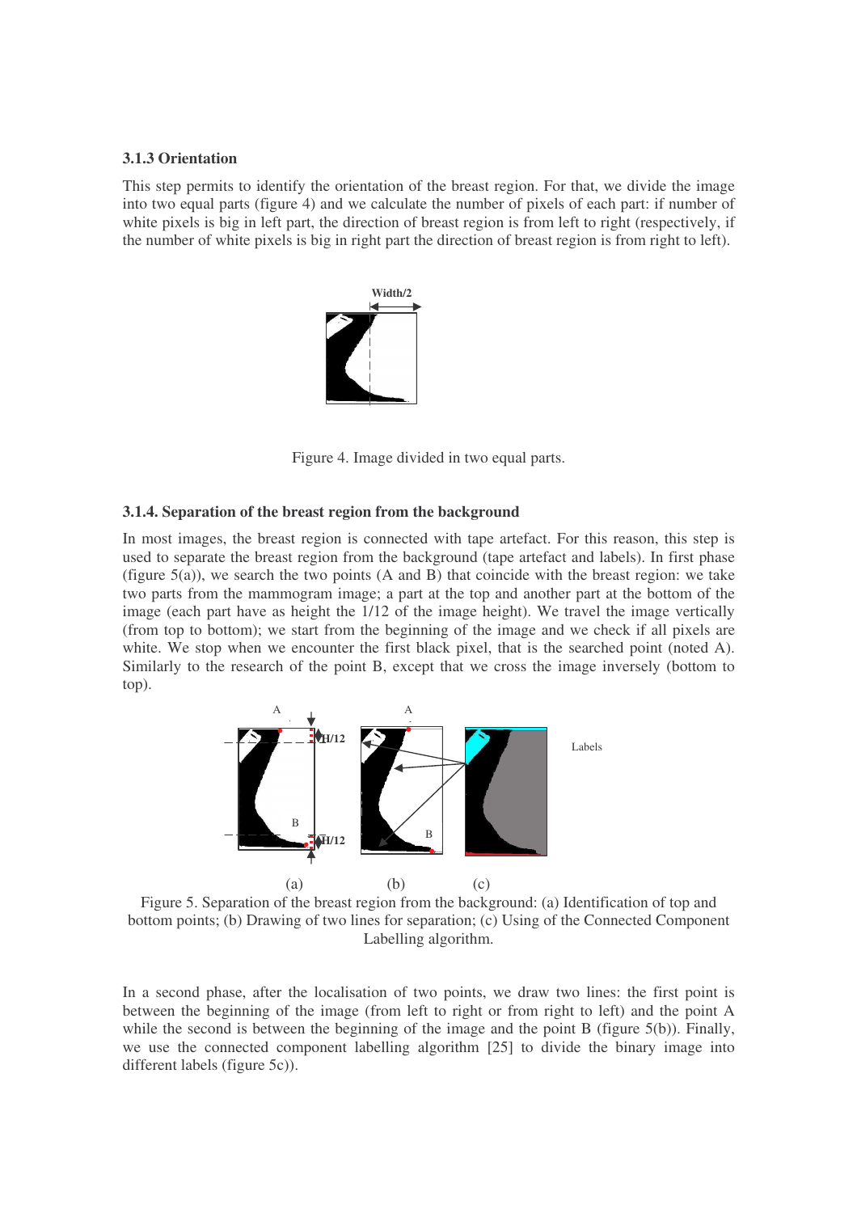### 3.1.3 Orientation

This step permits to identify the orientation of the breast region. For that, we divide the image into two equal parts (figure 4) and we calculate the number of pixels of each part: if number of white pixels is big in left part, the direction of breast region is from left to right (respectively, if the number of white pixels is big in right part the direction of breast region is from right to left).

Figure 4. Image divided in two equal parts.

### 3.1.4. Separation of the breast region from the background

In most images, the breast region is connected with tape artefact. For this reason, this step is used to separate the breast region from the background (tape artefact and labels). In first phase (figure 5(a)), we search the two points (A and B) that coincide with the breast region: we take two parts from the mammogram image; a part at the top and another part at the bottom of the image (each part have as height the 1/12 of the image height). We travel the image vertically (from top to bottom); we start from the beginning of the image and we check if all pixels are white. We stop when we encounter the first black pixel, that is the searched point (noted A). Similarly to the research of the point B, except that we cross the image inversely (bottom to top).

Figure 5. Separation of the breast region from the background: (a) Identification of top and bottom points; (b) Drawing of two lines for separation; (c) Using of the Connected Component Labelling algorithm.

In a second phase, after the localisation of two points, we draw two lines: the first point is between the beginning of the image (from left to right or from right to left) and the point A while the second is between the beginning of the image and the point B (figure 5(b)). Finally, we use the connected component labelling algorithm [25] to divide the binary image into different labels (figure 5c)).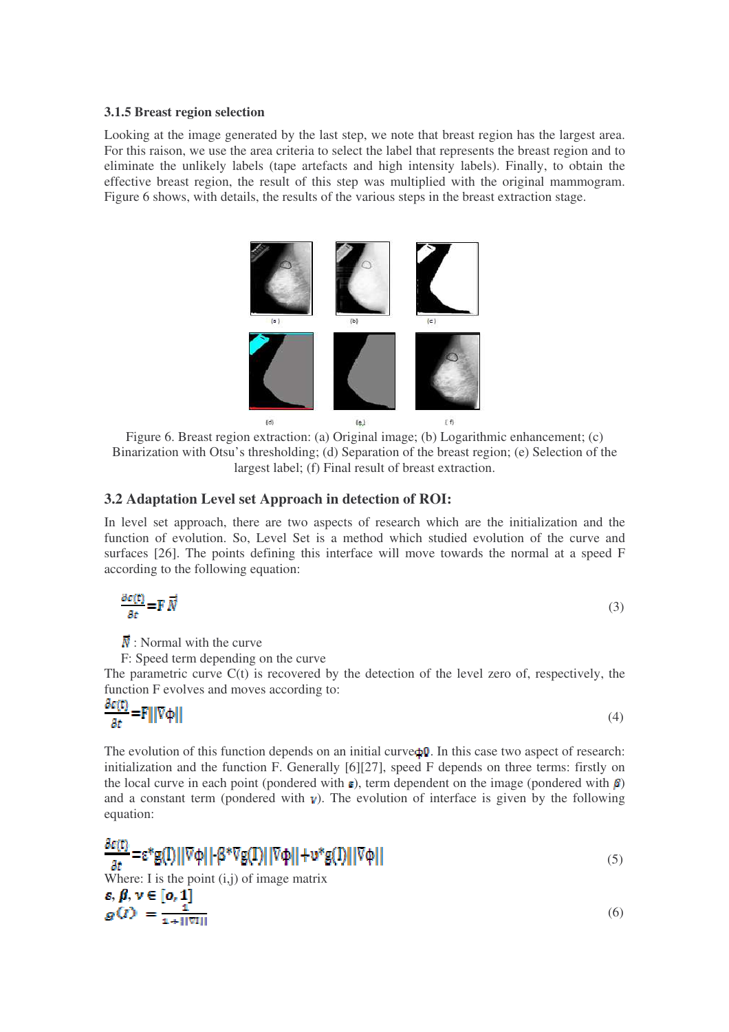### 3.1.5 Breast region selection

Looking at the image generated by the last step, we note that breast region has the largest area. For this raison, we use the area criteria to select the label that represents the breast region and to eliminate the unlikely labels (tape artefacts and high intensity labels). Finally, to obtain the effective breast region, the result of this step was multiplied with the original mammogram. Figure 6 shows, with details, the results of the various steps in the breast extraction stage.

Figure 6. Breast region extraction: (a) Original image; (b) Logarithmic enhancement; (c) Binarization with Otsu's thresholding; (d) Separation of the breast region; (e) Selection of the largest label; (f) Final result of breast extraction.

## 3.2 Adaptation Level set Approach in detection of ROI:

In level set approach, there are two aspects of research which are the initialization and the function of evolution. So, Level Set is a method which studied evolution of the curve and surfaces [26]. The points defining this interface will move towards the normal at a speed F according to the following equation:

$$\frac{\partial c(t)}{\partial t} = F\,\vec{N} \tag{3}$$

$\vec{N}$ : Normal with the curve

F: Speed term depending on the curve

The parametric curve C(t) is recovered by the detection of the level zero of, respectively, the function F evolves and moves according to:

$$\frac{\partial c(t)}{\partial t} = F\|\nabla\phi\| \tag{4}$$

The evolution of this function depends on an initial curve $\phi_0$. In this case two aspect of research: initialization and the function F. Generally [6][27], speed F depends on three terms: firstly on the local curve in each point (pondered with $\varepsilon$), term dependent on the image (pondered with $\beta$) and a constant term (pondered with $\nu$). The evolution of interface is given by the following equation:

$$\frac{\partial c(t)}{\partial t} = \varepsilon * g(I)\|\nabla\phi\| - \beta * \nabla g(I)\|\nabla\phi\| + \nu * g(I)\|\nabla\phi\| \tag{5}$$

Where: I is the point (i,j) of image matrix

$\varepsilon, \beta, \nu \in [0, 1]$

$$g(I) = \frac{1}{1 + \|\nabla I\|} \tag{6}$$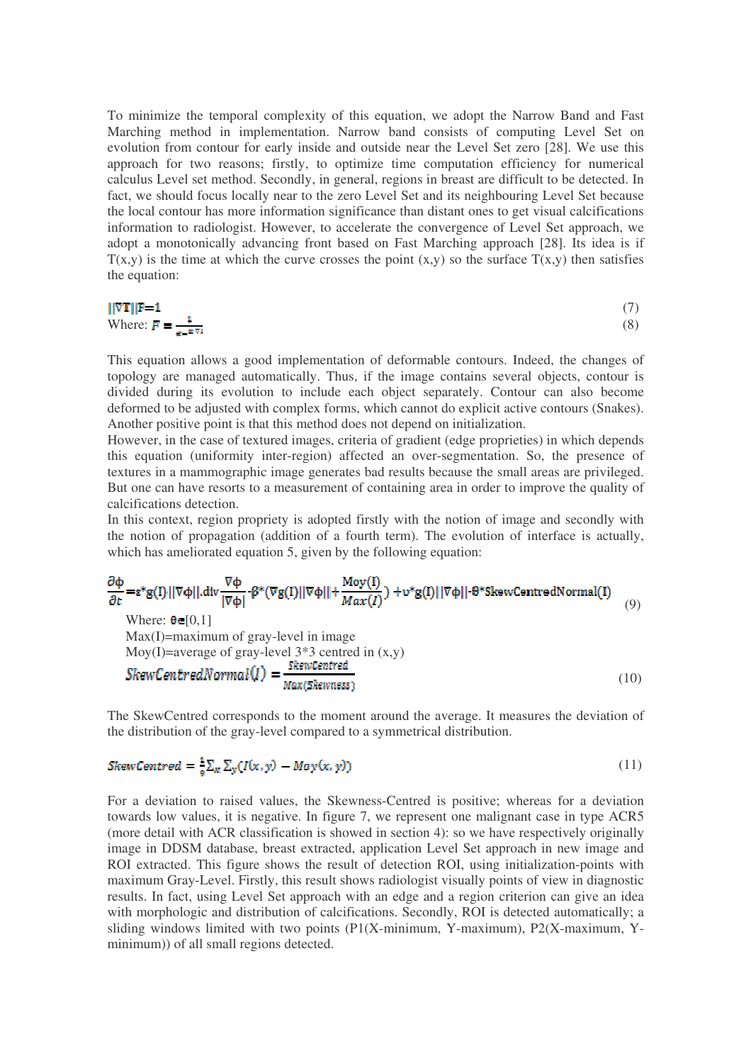To minimize the temporal complexity of this equation, we adopt the Narrow Band and Fast Marching method in implementation. Narrow band consists of computing Level Set on evolution from contour for early inside and outside near the Level Set zero [28]. We use this approach for two reasons; firstly, to optimize time computation efficiency for numerical calculus Level set method. Secondly, in general, regions in breast are difficult to be detected. In fact, we should focus locally near to the zero Level Set and its neighbouring Level Set because the local contour has more information significance than distant ones to get visual calcifications information to radiologist. However, to accelerate the convergence of Level Set approach, we adopt a monotonically advancing front based on Fast Marching approach [28]. Its idea is if T(x,y) is the time at which the curve crosses the point (x,y) so the surface T(x,y) then satisfies the equation:

$$\|\nabla T\| F = 1 \tag{7}$$

Where: $F = \frac{1}{e^{-\|\nabla I\|}}$ (8)

This equation allows a good implementation of deformable contours. Indeed, the changes of topology are managed automatically. Thus, if the image contains several objects, contour is divided during its evolution to include each object separately. Contour can also become deformed to be adjusted with complex forms, which cannot do explicit active contours (Snakes). Another positive point is that this method does not depend on initialization.

However, in the case of textured images, criteria of gradient (edge proprieties) in which depends this equation (uniformity inter-region) affected an over-segmentation. So, the presence of textures in a mammographic image generates bad results because the small areas are privileged. But one can have resorts to a measurement of containing area in order to improve the quality of calcifications detection.

In this context, region propriety is adopted firstly with the notion of image and secondly with the notion of propagation (addition of a fourth term). The evolution of interface is actually, which has ameliorated equation 5, given by the following equation:

$$\frac{\partial \phi}{\partial t} = \varepsilon * g(I) \|\nabla \phi\| . \mathrm{div} \frac{\nabla \phi}{|\nabla \phi|} - \beta * (\nabla g(I) \|\nabla \phi\| + \frac{\mathrm{Moy}(I)}{Max(I)}) + \upsilon * g(I) \|\nabla \phi\| - \theta * \mathrm{SkewCentredNormal}(I) \tag{9}$$

Where: $\theta \in [0,1]$

Max(I)=maximum of gray-level in image

Moy(I)=average of gray-level 3*3 centred in (x,y)

$$SkewCentredNormal(I) = \frac{SkewCentred}{Max(Skewness)} \tag{10}$$

The SkewCentred corresponds to the moment around the average. It measures the deviation of the distribution of the gray-level compared to a symmetrical distribution.

$$SkewCentred = \frac{1}{9} \sum_x \sum_y (I(x,y) - Moy(x,y)) \tag{11}$$

For a deviation to raised values, the Skewness-Centred is positive; whereas for a deviation towards low values, it is negative. In figure 7, we represent one malignant case in type ACR5 (more detail with ACR classification is showed in section 4): so we have respectively originally image in DDSM database, breast extracted, application Level Set approach in new image and ROI extracted. This figure shows the result of detection ROI, using initialization-points with maximum Gray-Level. Firstly, this result shows radiologist visually points of view in diagnostic results. In fact, using Level Set approach with an edge and a region criterion can give an idea with morphologic and distribution of calcifications. Secondly, ROI is detected automatically; a sliding windows limited with two points (P1(X-minimum, Y-maximum), P2(X-maximum, Y-minimum)) of all small regions detected.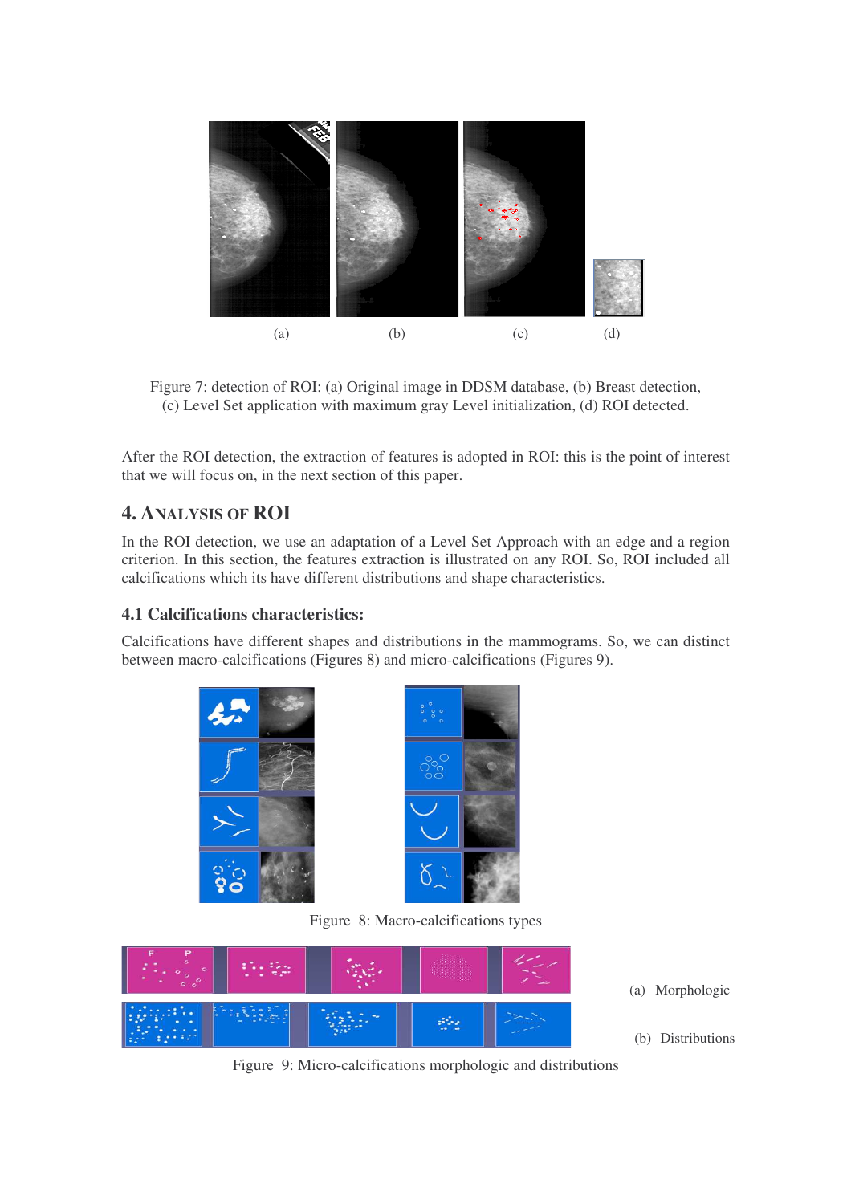(a) (b) (c) (d)

Figure 7: detection of ROI: (a) Original image in DDSM database, (b) Breast detection, (c) Level Set application with maximum gray Level initialization, (d) ROI detected.

After the ROI detection, the extraction of features is adopted in ROI: this is the point of interest that we will focus on, in the next section of this paper.

## 4. ANALYSIS OF ROI

In the ROI detection, we use an adaptation of a Level Set Approach with an edge and a region criterion. In this section, the features extraction is illustrated on any ROI. So, ROI included all calcifications which its have different distributions and shape characteristics.

### 4.1 Calcifications characteristics:

Calcifications have different shapes and distributions in the mammograms. So, we can distinct between macro-calcifications (Figures 8) and micro-calcifications (Figures 9).

Figure 8: Macro-calcifications types

(a) Morphologic

(b) Distributions

Figure 9: Micro-calcifications morphologic and distributions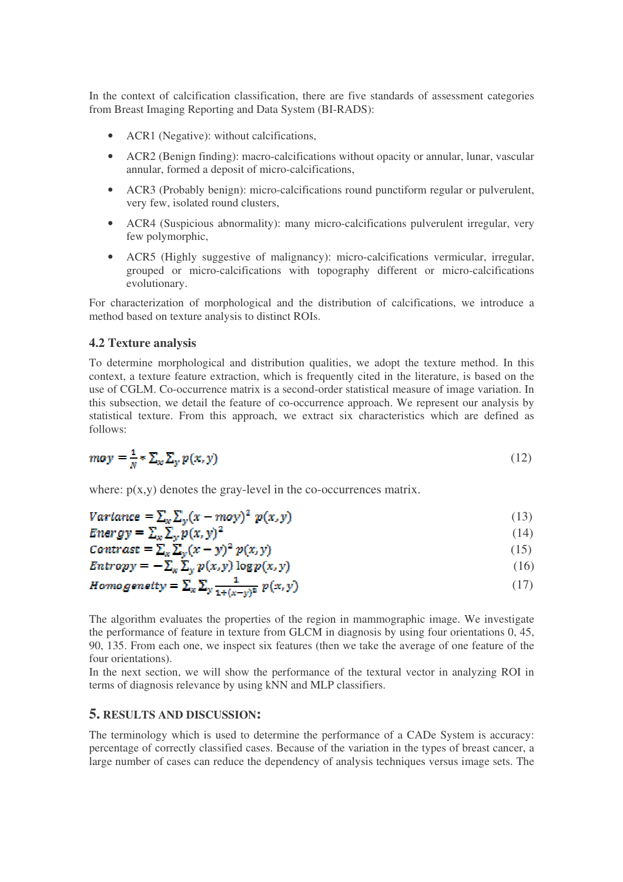In the context of calcification classification, there are five standards of assessment categories from Breast Imaging Reporting and Data System (BI-RADS):

- ACR1 (Negative): without calcifications,
- ACR2 (Benign finding): macro-calcifications without opacity or annular, lunar, vascular annular, formed a deposit of micro-calcifications,
- ACR3 (Probably benign): micro-calcifications round punctiform regular or pulverulent, very few, isolated round clusters,
- ACR4 (Suspicious abnormality): many micro-calcifications pulverulent irregular, very few polymorphic,
- ACR5 (Highly suggestive of malignancy): micro-calcifications vermicular, irregular, grouped or micro-calcifications with topography different or micro-calcifications evolutionary.

For characterization of morphological and the distribution of calcifications, we introduce a method based on texture analysis to distinct ROIs.

### 4.2 Texture analysis

To determine morphological and distribution qualities, we adopt the texture method. In this context, a texture feature extraction, which is frequently cited in the literature, is based on the use of CGLM. Co-occurrence matrix is a second-order statistical measure of image variation. In this subsection, we detail the feature of co-occurrence approach. We represent our analysis by statistical texture. From this approach, we extract six characteristics which are defined as follows:

$$moy = \frac{1}{N} * \sum_x \sum_y p(x,y) \tag{12}$$

where: p(x,y) denotes the gray-level in the co-occurrences matrix.

$$Variance = \sum_x \sum_y (x - moy)^2 \, p(x,y) \tag{13}$$

$$Energy = \sum_x \sum_y p(x,y)^2 \tag{14}$$

$$Contrast = \sum_x \sum_y (x - y)^2 \, p(x,y) \tag{15}$$

$$Entropy = -\sum_x \sum_y p(x,y) \log p(x,y) \tag{16}$$

$$Homogeneity = \sum_x \sum_y \frac{1}{1+(x-y)^2} \, p(x,y) \tag{17}$$

The algorithm evaluates the properties of the region in mammographic image. We investigate the performance of feature in texture from GLCM in diagnosis by using four orientations 0, 45, 90, 135. From each one, we inspect six features (then we take the average of one feature of the four orientations).

In the next section, we will show the performance of the textural vector in analyzing ROI in terms of diagnosis relevance by using kNN and MLP classifiers.

## 5. RESULTS AND DISCUSSION:

The terminology which is used to determine the performance of a CADe System is accuracy: percentage of correctly classified cases. Because of the variation in the types of breast cancer, a large number of cases can reduce the dependency of analysis techniques versus image sets. The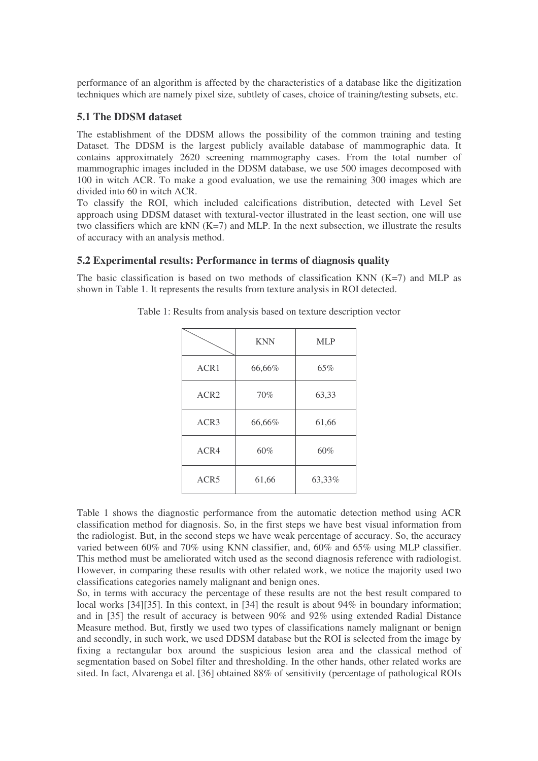performance of an algorithm is affected by the characteristics of a database like the digitization techniques which are namely pixel size, subtlety of cases, choice of training/testing subsets, etc.

### 5.1 The DDSM dataset

The establishment of the DDSM allows the possibility of the common training and testing Dataset. The DDSM is the largest publicly available database of mammographic data. It contains approximately 2620 screening mammography cases. From the total number of mammographic images included in the DDSM database, we use 500 images decomposed with 100 in witch ACR. To make a good evaluation, we use the remaining 300 images which are divided into 60 in witch ACR.

To classify the ROI, which included calcifications distribution, detected with Level Set approach using DDSM dataset with textural-vector illustrated in the least section, one will use two classifiers which are kNN (K=7) and MLP. In the next subsection, we illustrate the results of accuracy with an analysis method.

### 5.2 Experimental results: Performance in terms of diagnosis quality

The basic classification is based on two methods of classification KNN (K=7) and MLP as shown in Table 1. It represents the results from texture analysis in ROI detected.

Table 1: Results from analysis based on texture description vector

| | KNN | MLP |
|---|---|---|
| ACR1 | 66,66% | 65% |
| ACR2 | 70% | 63,33 |
| ACR3 | 66,66% | 61,66 |
| ACR4 | 60% | 60% |
| ACR5 | 61,66 | 63,33% |

Table 1 shows the diagnostic performance from the automatic detection method using ACR classification method for diagnosis. So, in the first steps we have best visual information from the radiologist. But, in the second steps we have weak percentage of accuracy. So, the accuracy varied between 60% and 70% using KNN classifier, and, 60% and 65% using MLP classifier. This method must be ameliorated witch used as the second diagnosis reference with radiologist. However, in comparing these results with other related work, we notice the majority used two classifications categories namely malignant and benign ones.

So, in terms with accuracy the percentage of these results are not the best result compared to local works [34][35]. In this context, in [34] the result is about 94% in boundary information; and in [35] the result of accuracy is between 90% and 92% using extended Radial Distance Measure method. But, firstly we used two types of classifications namely malignant or benign and secondly, in such work, we used DDSM database but the ROI is selected from the image by fixing a rectangular box around the suspicious lesion area and the classical method of segmentation based on Sobel filter and thresholding. In the other hands, other related works are sited. In fact, Alvarenga et al. [36] obtained 88% of sensitivity (percentage of pathological ROIs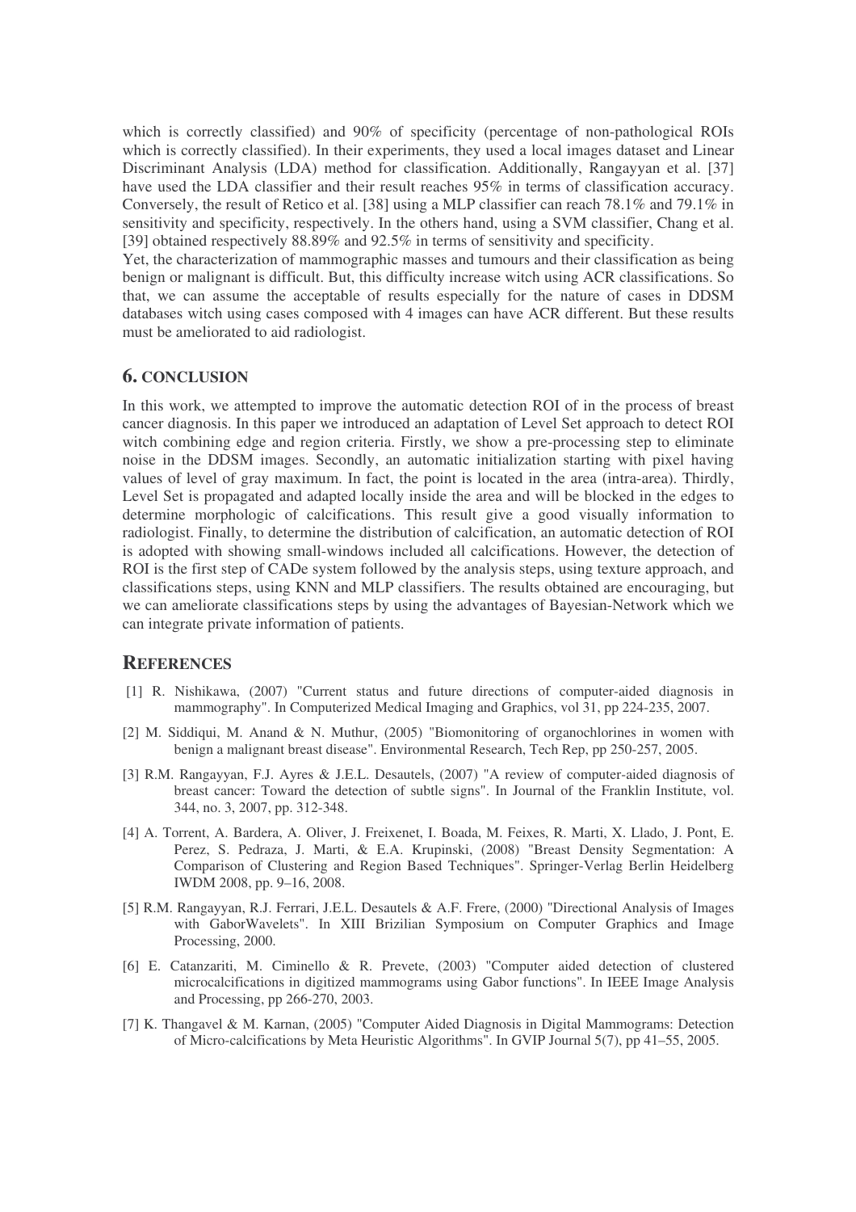which is correctly classified) and 90% of specificity (percentage of non-pathological ROIs which is correctly classified). In their experiments, they used a local images dataset and Linear Discriminant Analysis (LDA) method for classification. Additionally, Rangayyan et al. [37] have used the LDA classifier and their result reaches 95% in terms of classification accuracy. Conversely, the result of Retico et al. [38] using a MLP classifier can reach 78.1% and 79.1% in sensitivity and specificity, respectively. In the others hand, using a SVM classifier, Chang et al. [39] obtained respectively 88.89% and 92.5% in terms of sensitivity and specificity.

Yet, the characterization of mammographic masses and tumours and their classification as being benign or malignant is difficult. But, this difficulty increase witch using ACR classifications. So that, we can assume the acceptable of results especially for the nature of cases in DDSM databases witch using cases composed with 4 images can have ACR different. But these results must be ameliorated to aid radiologist.

## 6. CONCLUSION

In this work, we attempted to improve the automatic detection ROI of in the process of breast cancer diagnosis. In this paper we introduced an adaptation of Level Set approach to detect ROI witch combining edge and region criteria. Firstly, we show a pre-processing step to eliminate noise in the DDSM images. Secondly, an automatic initialization starting with pixel having values of level of gray maximum. In fact, the point is located in the area (intra-area). Thirdly, Level Set is propagated and adapted locally inside the area and will be blocked in the edges to determine morphologic of calcifications. This result give a good visually information to radiologist. Finally, to determine the distribution of calcification, an automatic detection of ROI is adopted with showing small-windows included all calcifications. However, the detection of ROI is the first step of CADe system followed by the analysis steps, using texture approach, and classifications steps, using KNN and MLP classifiers. The results obtained are encouraging, but we can ameliorate classifications steps by using the advantages of Bayesian-Network which we can integrate private information of patients.

## REFERENCES

[1] R. Nishikawa, (2007) "Current status and future directions of computer-aided diagnosis in mammography". In Computerized Medical Imaging and Graphics, vol 31, pp 224-235, 2007.

[2] M. Siddiqui, M. Anand & N. Muthur, (2005) "Biomonitoring of organochlorines in women with benign a malignant breast disease". Environmental Research, Tech Rep, pp 250-257, 2005.

[3] R.M. Rangayyan, F.J. Ayres & J.E.L. Desautels, (2007) "A review of computer-aided diagnosis of breast cancer: Toward the detection of subtle signs". In Journal of the Franklin Institute, vol. 344, no. 3, 2007, pp. 312-348.

[4] A. Torrent, A. Bardera, A. Oliver, J. Freixenet, I. Boada, M. Feixes, R. Marti, X. Llado, J. Pont, E. Perez, S. Pedraza, J. Marti, & E.A. Krupinski, (2008) "Breast Density Segmentation: A Comparison of Clustering and Region Based Techniques". Springer-Verlag Berlin Heidelberg IWDM 2008, pp. 9–16, 2008.

[5] R.M. Rangayyan, R.J. Ferrari, J.E.L. Desautels & A.F. Frere, (2000) "Directional Analysis of Images with GaborWavelets". In XIII Brizilian Symposium on Computer Graphics and Image Processing, 2000.

[6] E. Catanzariti, M. Ciminello & R. Prevete, (2003) "Computer aided detection of clustered microcalcifications in digitized mammograms using Gabor functions". In IEEE Image Analysis and Processing, pp 266-270, 2003.

[7] K. Thangavel & M. Karnan, (2005) "Computer Aided Diagnosis in Digital Mammograms: Detection of Micro-calcifications by Meta Heuristic Algorithms". In GVIP Journal 5(7), pp 41–55, 2005.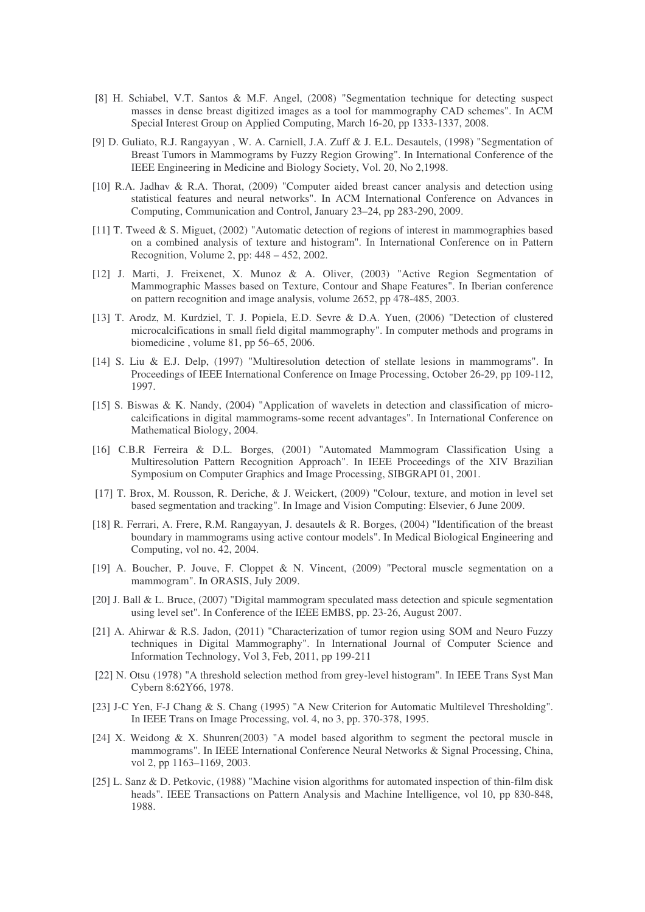[8] H. Schiabel, V.T. Santos & M.F. Angel, (2008) "Segmentation technique for detecting suspect masses in dense breast digitized images as a tool for mammography CAD schemes". In ACM Special Interest Group on Applied Computing, March 16-20, pp 1333-1337, 2008.

[9] D. Guliato, R.J. Rangayyan , W. A. Carniell, J.A. Zuff & J. E.L. Desautels, (1998) "Segmentation of Breast Tumors in Mammograms by Fuzzy Region Growing". In International Conference of the IEEE Engineering in Medicine and Biology Society, Vol. 20, No 2,1998.

[10] R.A. Jadhav & R.A. Thorat, (2009) "Computer aided breast cancer analysis and detection using statistical features and neural networks". In ACM International Conference on Advances in Computing, Communication and Control, January 23–24, pp 283-290, 2009.

[11] T. Tweed & S. Miguet, (2002) "Automatic detection of regions of interest in mammographies based on a combined analysis of texture and histogram". In International Conference on in Pattern Recognition, Volume 2, pp: 448 – 452, 2002.

[12] J. Marti, J. Freixenet, X. Munoz & A. Oliver, (2003) "Active Region Segmentation of Mammographic Masses based on Texture, Contour and Shape Features". In Iberian conference on pattern recognition and image analysis, volume 2652, pp 478-485, 2003.

[13] T. Arodz, M. Kurdziel, T. J. Popiela, E.D. Sevre & D.A. Yuen, (2006) "Detection of clustered microcalcifications in small field digital mammography". In computer methods and programs in biomedicine , volume 81, pp 56–65, 2006.

[14] S. Liu & E.J. Delp, (1997) "Multiresolution detection of stellate lesions in mammograms". In Proceedings of IEEE International Conference on Image Processing, October 26-29, pp 109-112, 1997.

[15] S. Biswas & K. Nandy, (2004) "Application of wavelets in detection and classification of micro-calcifications in digital mammograms-some recent advantages". In International Conference on Mathematical Biology, 2004.

[16] C.B.R Ferreira & D.L. Borges, (2001) "Automated Mammogram Classification Using a Multiresolution Pattern Recognition Approach". In IEEE Proceedings of the XIV Brazilian Symposium on Computer Graphics and Image Processing, SIBGRAPI 01, 2001.

[17] T. Brox, M. Rousson, R. Deriche, & J. Weickert, (2009) "Colour, texture, and motion in level set based segmentation and tracking". In Image and Vision Computing: Elsevier, 6 June 2009.

[18] R. Ferrari, A. Frere, R.M. Rangayyan, J. desautels & R. Borges, (2004) "Identification of the breast boundary in mammograms using active contour models". In Medical Biological Engineering and Computing, vol no. 42, 2004.

[19] A. Boucher, P. Jouve, F. Cloppet & N. Vincent, (2009) "Pectoral muscle segmentation on a mammogram". In ORASIS, July 2009.

[20] J. Ball & L. Bruce, (2007) "Digital mammogram speculated mass detection and spicule segmentation using level set". In Conference of the IEEE EMBS, pp. 23-26, August 2007.

[21] A. Ahirwar & R.S. Jadon, (2011) "Characterization of tumor region using SOM and Neuro Fuzzy techniques in Digital Mammography". In International Journal of Computer Science and Information Technology, Vol 3, Feb, 2011, pp 199-211

[22] N. Otsu (1978) "A threshold selection method from grey-level histogram". In IEEE Trans Syst Man Cybern 8:62Y66, 1978.

[23] J-C Yen, F-J Chang & S. Chang (1995) "A New Criterion for Automatic Multilevel Thresholding". In IEEE Trans on Image Processing, vol. 4, no 3, pp. 370-378, 1995.

[24] X. Weidong & X. Shunren(2003) "A model based algorithm to segment the pectoral muscle in mammograms". In IEEE International Conference Neural Networks & Signal Processing, China, vol 2, pp 1163–1169, 2003.

[25] L. Sanz & D. Petkovic, (1988) "Machine vision algorithms for automated inspection of thin-film disk heads". IEEE Transactions on Pattern Analysis and Machine Intelligence, vol 10, pp 830-848, 1988.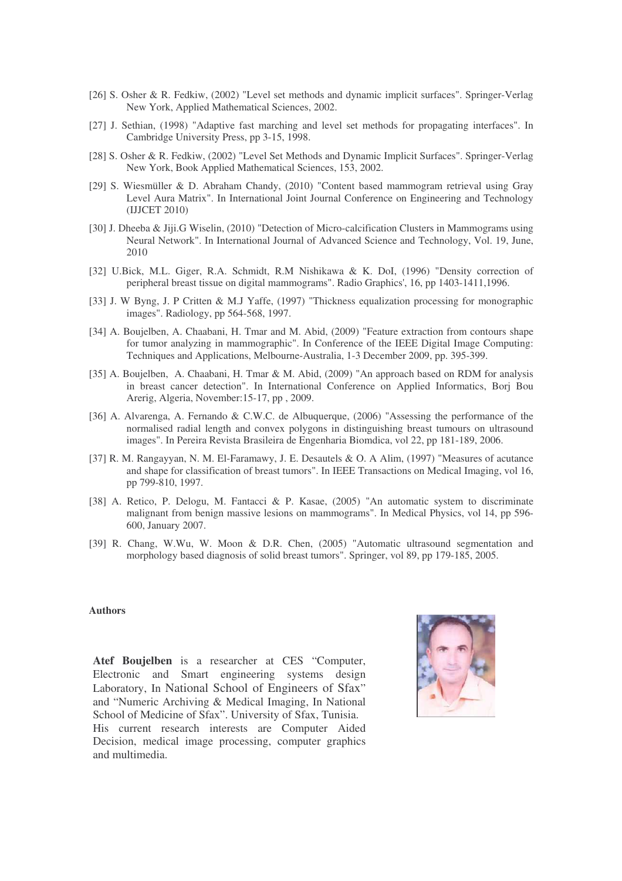[26] S. Osher & R. Fedkiw, (2002) "Level set methods and dynamic implicit surfaces". Springer-Verlag New York, Applied Mathematical Sciences, 2002.

[27] J. Sethian, (1998) "Adaptive fast marching and level set methods for propagating interfaces". In Cambridge University Press, pp 3-15, 1998.

[28] S. Osher & R. Fedkiw, (2002) "Level Set Methods and Dynamic Implicit Surfaces". Springer-Verlag New York, Book Applied Mathematical Sciences, 153, 2002.

[29] S. Wiesmüller & D. Abraham Chandy, (2010) "Content based mammogram retrieval using Gray Level Aura Matrix". In International Joint Journal Conference on Engineering and Technology (IJJCET 2010)

[30] J. Dheeba & Jiji.G Wiselin, (2010) "Detection of Micro-calcification Clusters in Mammograms using Neural Network". In International Journal of Advanced Science and Technology, Vol. 19, June, 2010

[32] U.Bick, M.L. Giger, R.A. Schmidt, R.M Nishikawa & K. DoI, (1996) "Density correction of peripheral breast tissue on digital mammograms". Radio Graphics', 16, pp 1403-1411,1996.

[33] J. W Byng, J. P Critten & M.J Yaffe, (1997) "Thickness equalization processing for monographic images". Radiology, pp 564-568, 1997.

[34] A. Boujelben, A. Chaabani, H. Tmar and M. Abid, (2009) "Feature extraction from contours shape for tumor analyzing in mammographic". In Conference of the IEEE Digital Image Computing: Techniques and Applications, Melbourne-Australia, 1-3 December 2009, pp. 395-399.

[35] A. Boujelben, A. Chaabani, H. Tmar & M. Abid, (2009) "An approach based on RDM for analysis in breast cancer detection". In International Conference on Applied Informatics, Borj Bou Arerig, Algeria, November:15-17, pp , 2009.

[36] A. Alvarenga, A. Fernando & C.W.C. de Albuquerque, (2006) "Assessing the performance of the normalised radial length and convex polygons in distinguishing breast tumours on ultrasound images". In Pereira Revista Brasileira de Engenharia Biomdica, vol 22, pp 181-189, 2006.

[37] R. M. Rangayyan, N. M. El-Faramawy, J. E. Desautels & O. A Alim, (1997) "Measures of acutance and shape for classification of breast tumors". In IEEE Transactions on Medical Imaging, vol 16, pp 799-810, 1997.

[38] A. Retico, P. Delogu, M. Fantacci & P. Kasae, (2005) "An automatic system to discriminate malignant from benign massive lesions on mammograms". In Medical Physics, vol 14, pp 596-600, January 2007.

[39] R. Chang, W.Wu, W. Moon & D.R. Chen, (2005) "Automatic ultrasound segmentation and morphology based diagnosis of solid breast tumors". Springer, vol 89, pp 179-185, 2005.

**Authors**

**Atef Boujelben** is a researcher at CES "Computer, Electronic and Smart engineering systems design Laboratory, In National School of Engineers of Sfax" and "Numeric Archiving & Medical Imaging, In National School of Medicine of Sfax". University of Sfax, Tunisia. His current research interests are Computer Aided Decision, medical image processing, computer graphics and multimedia.